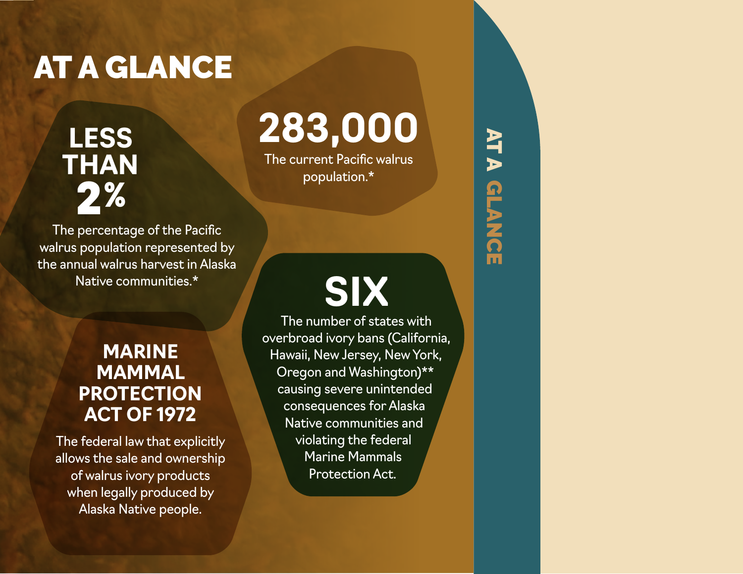# AT A GLANCE

## LESS THAN 2%

The percentage of the Pacific walrus population represented by the annual walrus harvest in Alaska Native communities.*

## 283,000

The current Pacific walrus population.*

## MARINE MAMMAL PROTECTION ACT OF 1972

The federal law that explicitly allows the sale and ownership of walrus ivory products when legally produced by Alaska Native people.

## SIX

The number of states with overbroad ivory bans (California, Hawaii, New Jersey, New York, Oregon and Washington)** causing severe unintended consequences for Alaska Native communities and violating the federal Marine Mammals Protection Act.

AT A GLANCE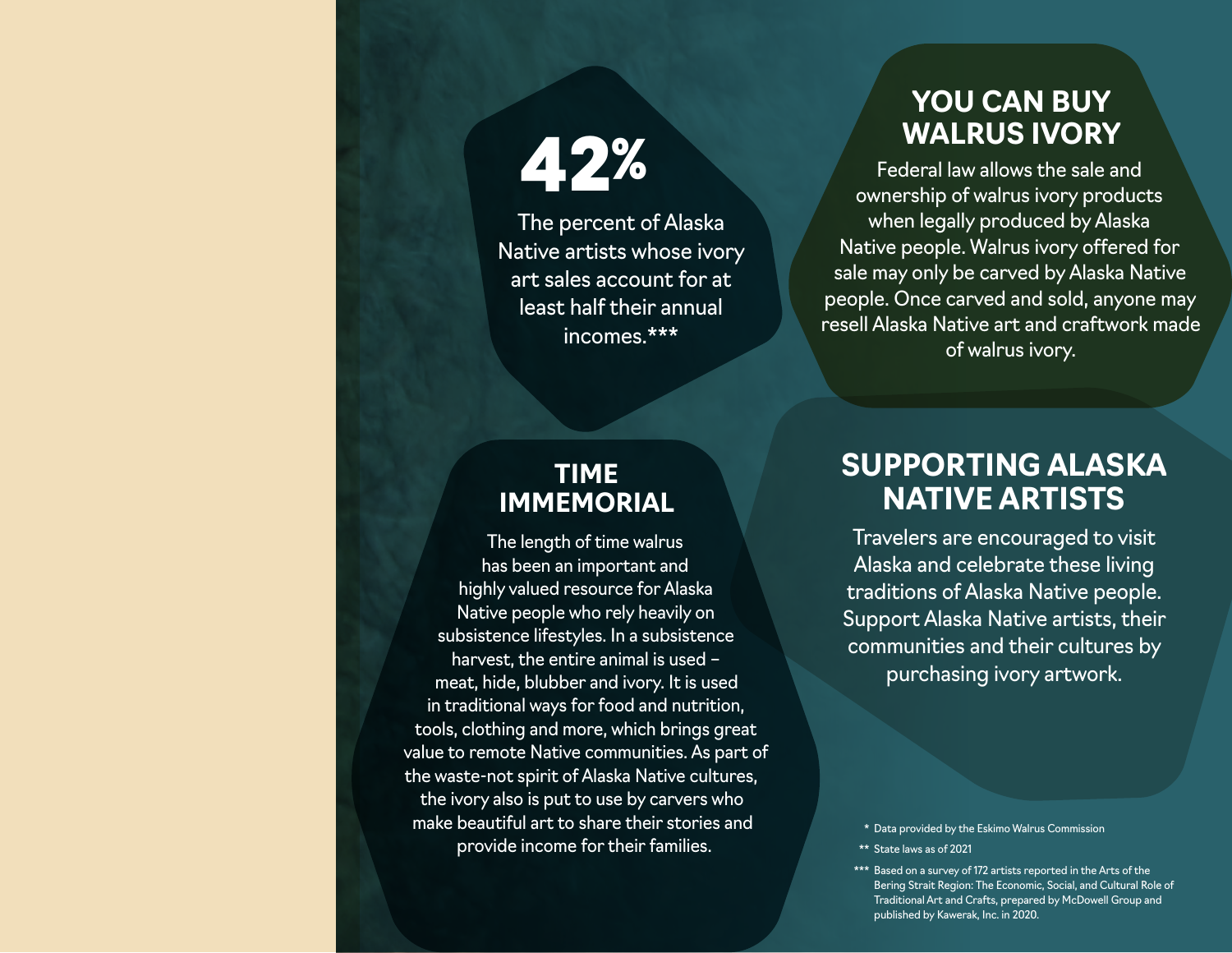## 42%

The percent of Alaska Native artists whose ivory art sales account for at least half their annual incomes.***

## YOU CAN BUY WALRUS IVORY

Federal law allows the sale and ownership of walrus ivory products when legally produced by Alaska Native people. Walrus ivory offered for sale may only be carved by Alaska Native people. Once carved and sold, anyone may resell Alaska Native art and craftwork made of walrus ivory.

## TIME IMMEMORIAL

The length of time walrus has been an important and highly valued resource for Alaska Native people who rely heavily on subsistence lifestyles. In a subsistence harvest, the entire animal is used – meat, hide, blubber and ivory. It is used in traditional ways for food and nutrition, tools, clothing and more, which brings great value to remote Native communities. As part of the waste-not spirit of Alaska Native cultures, the ivory also is put to use by carvers who make beautiful art to share their stories and provide income for their families.

## SUPPORTING ALASKA NATIVE ARTISTS

Travelers are encouraged to visit Alaska and celebrate these living traditions of Alaska Native people. Support Alaska Native artists, their communities and their cultures by purchasing ivory artwork.

\* Data provided by the Eskimo Walrus Commission

** State laws as of 2021

*** Based on a survey of 172 artists reported in the Arts of the Bering Strait Region: The Economic, Social, and Cultural Role of Traditional Art and Crafts, prepared by McDowell Group and published by Kawerak, Inc. in 2020.